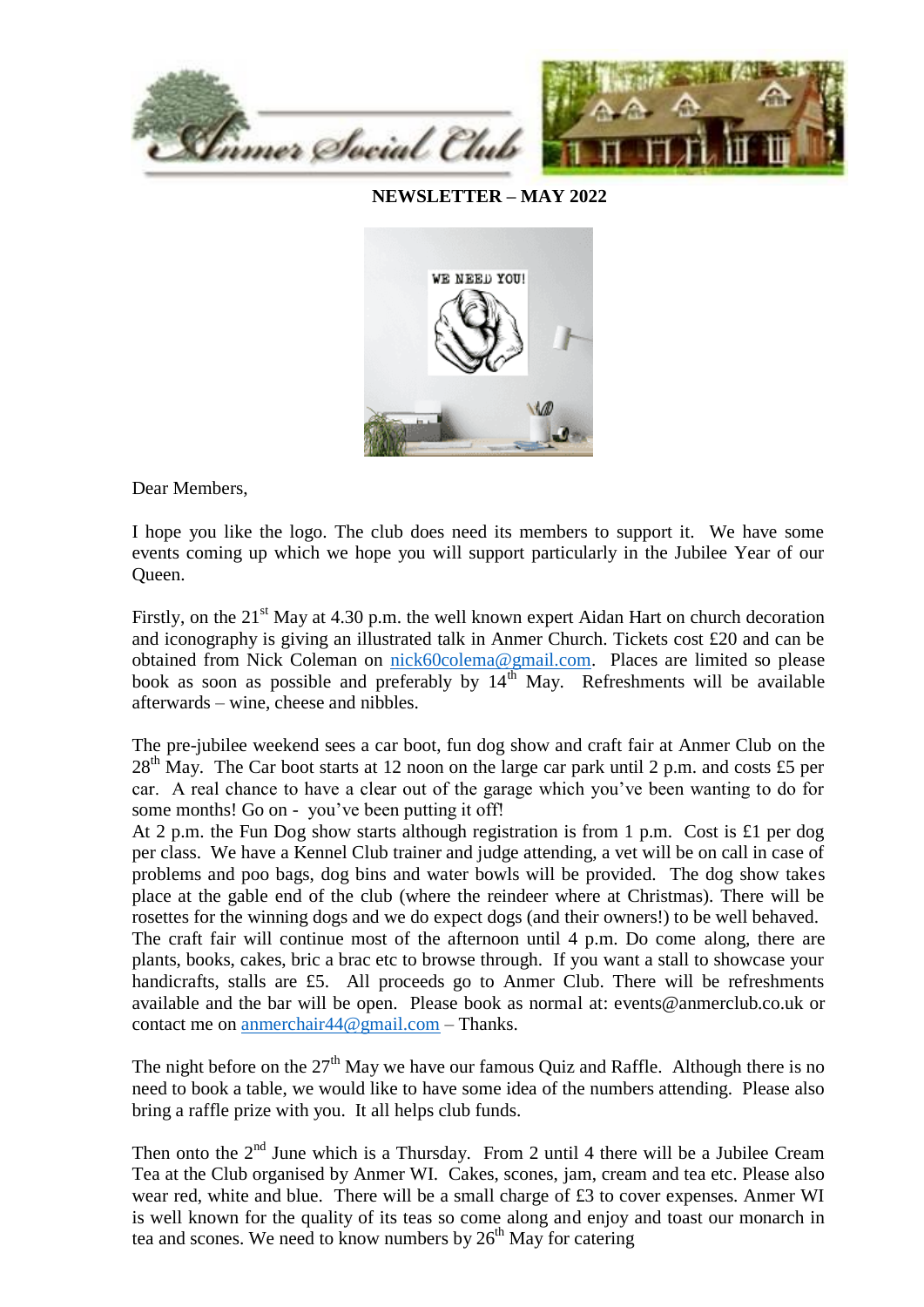Anmer Social Club

**NEWSLETTER – MAY 2022**

WE NEED YOU!

Dear Members,

I hope you like the logo. The club does need its members to support it. We have some events coming up which we hope you will support particularly in the Jubilee Year of our Queen.

Firstly, on the 21st May at 4.30 p.m. the well known expert Aidan Hart on church decoration and iconography is giving an illustrated talk in Anmer Church. Tickets cost £20 and can be obtained from Nick Coleman on nick60colema@gmail.com. Places are limited so please book as soon as possible and preferably by 14th May. Refreshments will be available afterwards – wine, cheese and nibbles.

The pre-jubilee weekend sees a car boot, fun dog show and craft fair at Anmer Club on the 28th May. The Car boot starts at 12 noon on the large car park until 2 p.m. and costs £5 per car. A real chance to have a clear out of the garage which you've been wanting to do for some months! Go on - you've been putting it off!

At 2 p.m. the Fun Dog show starts although registration is from 1 p.m. Cost is £1 per dog per class. We have a Kennel Club trainer and judge attending, a vet will be on call in case of problems and poo bags, dog bins and water bowls will be provided. The dog show takes place at the gable end of the club (where the reindeer where at Christmas). There will be rosettes for the winning dogs and we do expect dogs (and their owners!) to be well behaved.

The craft fair will continue most of the afternoon until 4 p.m. Do come along, there are plants, books, cakes, bric a brac etc to browse through. If you want a stall to showcase your handicrafts, stalls are £5. All proceeds go to Anmer Club. There will be refreshments available and the bar will be open. Please book as normal at: events@anmerclub.co.uk or contact me on anmerchair44@gmail.com – Thanks.

The night before on the 27th May we have our famous Quiz and Raffle. Although there is no need to book a table, we would like to have some idea of the numbers attending. Please also bring a raffle prize with you. It all helps club funds.

Then onto the 2nd June which is a Thursday. From 2 until 4 there will be a Jubilee Cream Tea at the Club organised by Anmer WI. Cakes, scones, jam, cream and tea etc. Please also wear red, white and blue. There will be a small charge of £3 to cover expenses. Anmer WI is well known for the quality of its teas so come along and enjoy and toast our monarch in tea and scones. We need to know numbers by 26th May for catering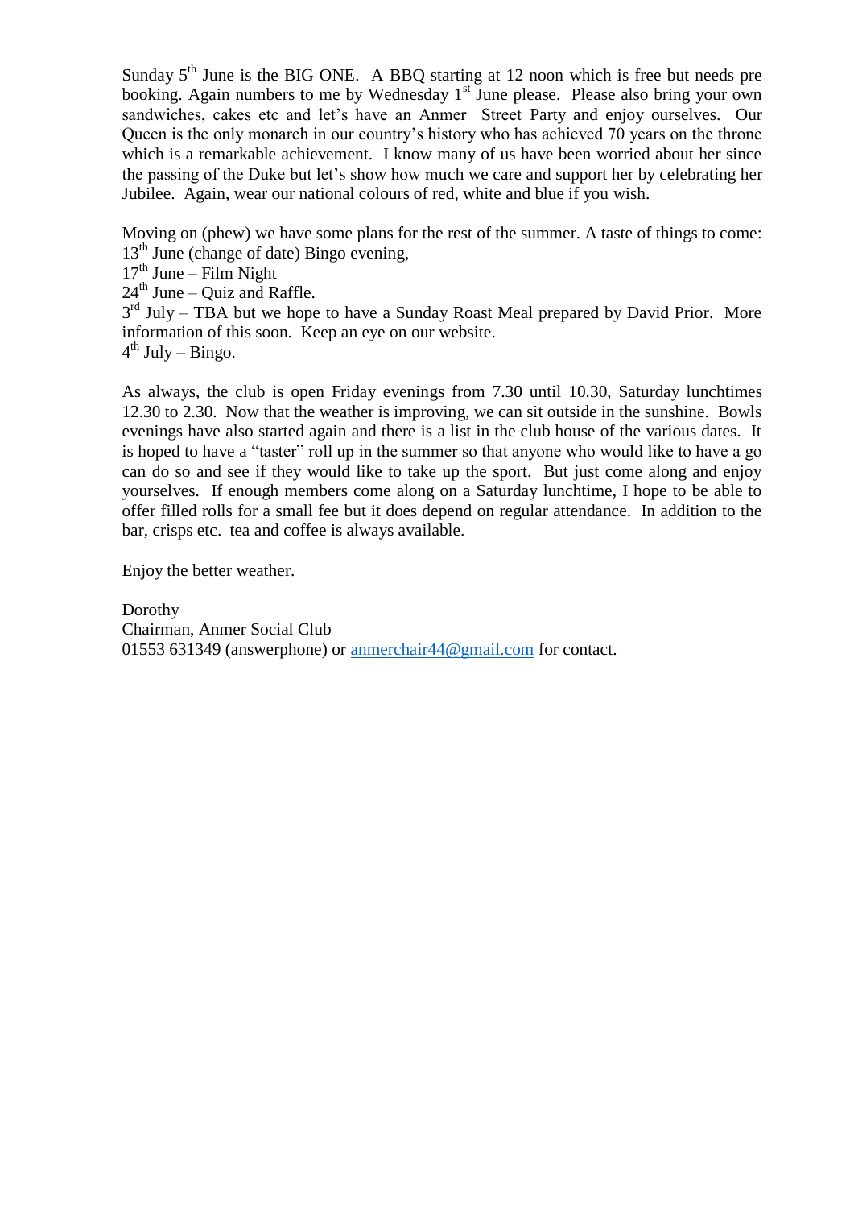Sunday 5th June is the BIG ONE. A BBQ starting at 12 noon which is free but needs pre booking. Again numbers to me by Wednesday 1st June please. Please also bring your own sandwiches, cakes etc and let's have an Anmer Street Party and enjoy ourselves. Our Queen is the only monarch in our country's history who has achieved 70 years on the throne which is a remarkable achievement. I know many of us have been worried about her since the passing of the Duke but let's show how much we care and support her by celebrating her Jubilee. Again, wear our national colours of red, white and blue if you wish.

Moving on (phew) we have some plans for the rest of the summer. A taste of things to come:
13th June (change of date) Bingo evening,
17th June – Film Night
24th June – Quiz and Raffle.
3rd July – TBA but we hope to have a Sunday Roast Meal prepared by David Prior. More information of this soon. Keep an eye on our website.
4th July – Bingo.

As always, the club is open Friday evenings from 7.30 until 10.30, Saturday lunchtimes 12.30 to 2.30. Now that the weather is improving, we can sit outside in the sunshine. Bowls evenings have also started again and there is a list in the club house of the various dates. It is hoped to have a "taster" roll up in the summer so that anyone who would like to have a go can do so and see if they would like to take up the sport. But just come along and enjoy yourselves. If enough members come along on a Saturday lunchtime, I hope to be able to offer filled rolls for a small fee but it does depend on regular attendance. In addition to the bar, crisps etc. tea and coffee is always available.

Enjoy the better weather.

Dorothy
Chairman, Anmer Social Club
01553 631349 (answerphone) or anmerchair44@gmail.com for contact.